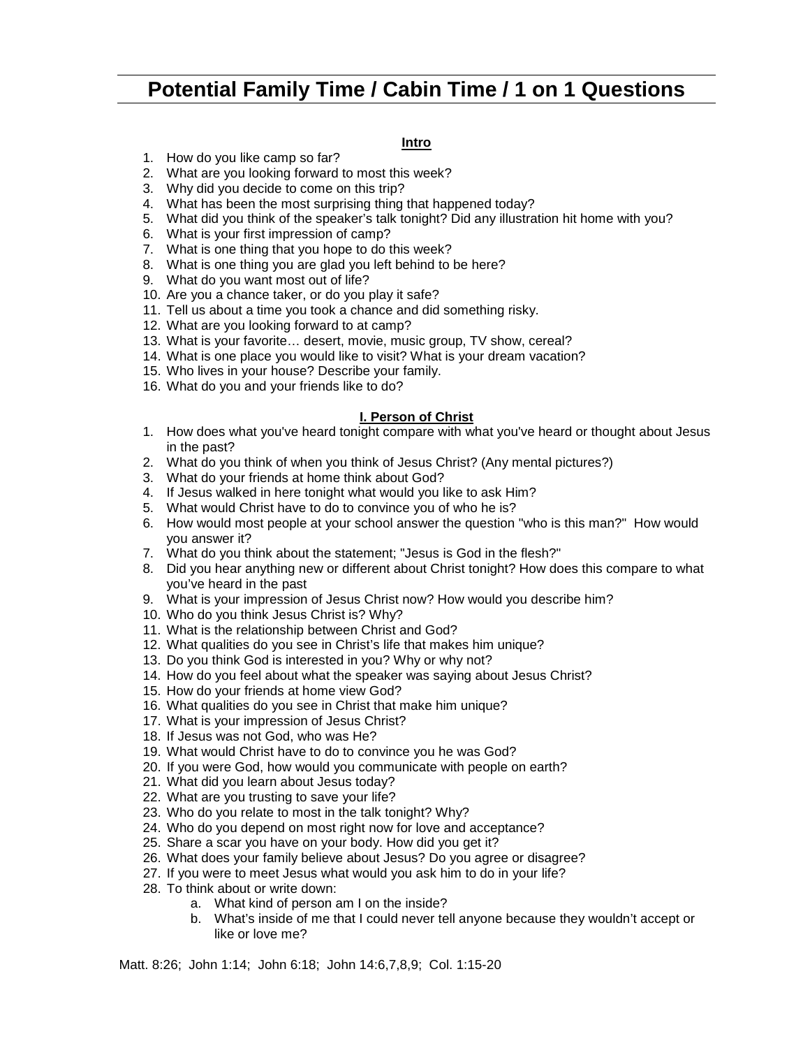# Potential Family Time / Cabin Time / 1 on 1 Questions

## Intro

1. How do you like camp so far?
2. What are you looking forward to most this week?
3. Why did you decide to come on this trip?
4. What has been the most surprising thing that happened today?
5. What did you think of the speaker's talk tonight? Did any illustration hit home with you?
6. What is your first impression of camp?
7. What is one thing that you hope to do this week?
8. What is one thing you are glad you left behind to be here?
9. What do you want most out of life?
10. Are you a chance taker, or do you play it safe?
11. Tell us about a time you took a chance and did something risky.
12. What are you looking forward to at camp?
13. What is your favorite… desert, movie, music group, TV show, cereal?
14. What is one place you would like to visit? What is your dream vacation?
15. Who lives in your house? Describe your family.
16. What do you and your friends like to do?

## I. Person of Christ

1. How does what you've heard tonight compare with what you've heard or thought about Jesus in the past?
2. What do you think of when you think of Jesus Christ? (Any mental pictures?)
3. What do your friends at home think about God?
4. If Jesus walked in here tonight what would you like to ask Him?
5. What would Christ have to do to convince you of who he is?
6. How would most people at your school answer the question "who is this man?" How would you answer it?
7. What do you think about the statement; "Jesus is God in the flesh?"
8. Did you hear anything new or different about Christ tonight? How does this compare to what you've heard in the past
9. What is your impression of Jesus Christ now? How would you describe him?
10. Who do you think Jesus Christ is? Why?
11. What is the relationship between Christ and God?
12. What qualities do you see in Christ's life that makes him unique?
13. Do you think God is interested in you? Why or why not?
14. How do you feel about what the speaker was saying about Jesus Christ?
15. How do your friends at home view God?
16. What qualities do you see in Christ that make him unique?
17. What is your impression of Jesus Christ?
18. If Jesus was not God, who was He?
19. What would Christ have to do to convince you he was God?
20. If you were God, how would you communicate with people on earth?
21. What did you learn about Jesus today?
22. What are you trusting to save your life?
23. Who do you relate to most in the talk tonight? Why?
24. Who do you depend on most right now for love and acceptance?
25. Share a scar you have on your body. How did you get it?
26. What does your family believe about Jesus? Do you agree or disagree?
27. If you were to meet Jesus what would you ask him to do in your life?
28. To think about or write down:
    a. What kind of person am I on the inside?
    b. What's inside of me that I could never tell anyone because they wouldn't accept or like or love me?

Matt. 8:26; John 1:14; John 6:18; John 14:6,7,8,9; Col. 1:15-20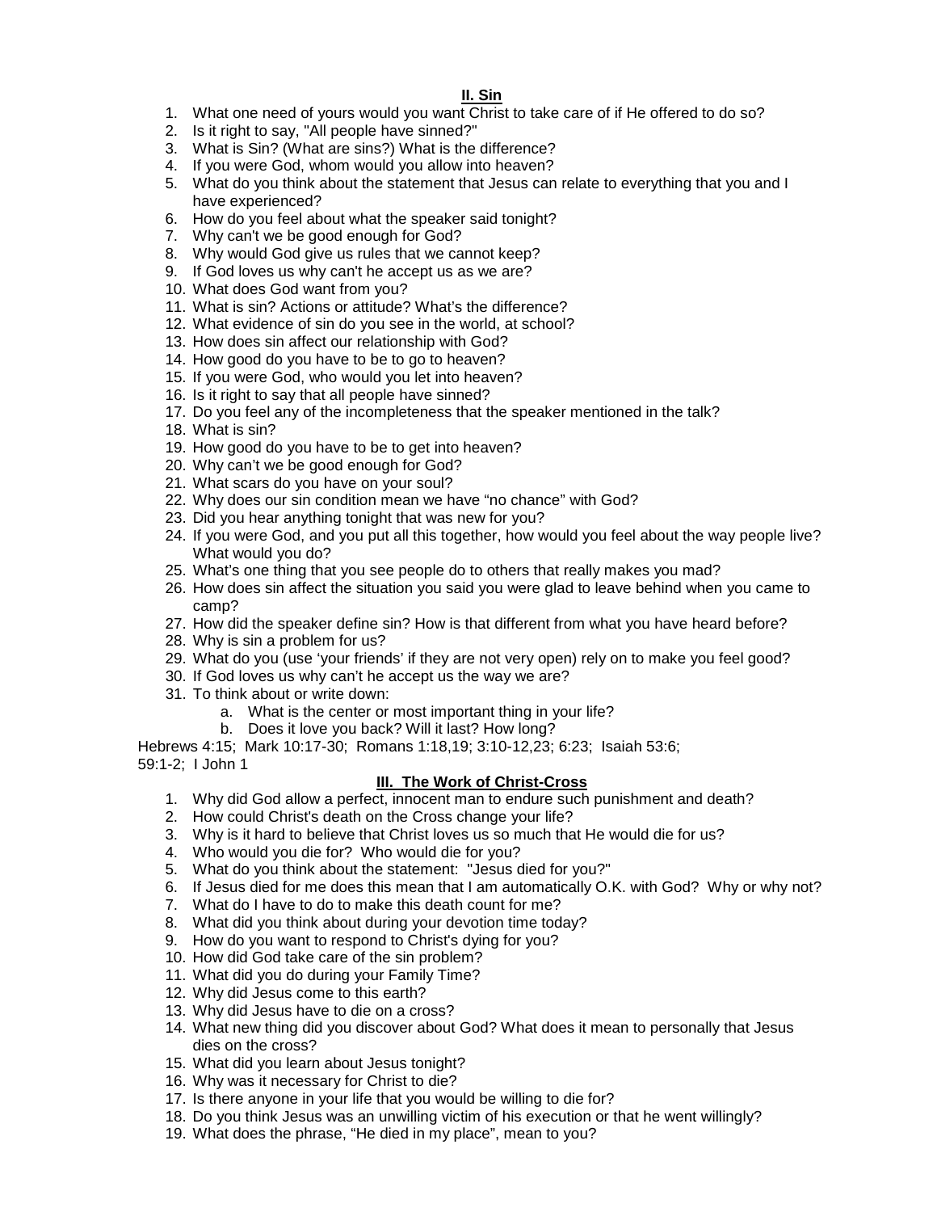## II. Sin

1. What one need of yours would you want Christ to take care of if He offered to do so?
2. Is it right to say, "All people have sinned?"
3. What is Sin? (What are sins?) What is the difference?
4. If you were God, whom would you allow into heaven?
5. What do you think about the statement that Jesus can relate to everything that you and I have experienced?
6. How do you feel about what the speaker said tonight?
7. Why can't we be good enough for God?
8. Why would God give us rules that we cannot keep?
9. If God loves us why can't he accept us as we are?
10. What does God want from you?
11. What is sin? Actions or attitude? What's the difference?
12. What evidence of sin do you see in the world, at school?
13. How does sin affect our relationship with God?
14. How good do you have to be to go to heaven?
15. If you were God, who would you let into heaven?
16. Is it right to say that all people have sinned?
17. Do you feel any of the incompleteness that the speaker mentioned in the talk?
18. What is sin?
19. How good do you have to be to get into heaven?
20. Why can't we be good enough for God?
21. What scars do you have on your soul?
22. Why does our sin condition mean we have "no chance" with God?
23. Did you hear anything tonight that was new for you?
24. If you were God, and you put all this together, how would you feel about the way people live? What would you do?
25. What's one thing that you see people do to others that really makes you mad?
26. How does sin affect the situation you said you were glad to leave behind when you came to camp?
27. How did the speaker define sin? How is that different from what you have heard before?
28. Why is sin a problem for us?
29. What do you (use 'your friends' if they are not very open) rely on to make you feel good?
30. If God loves us why can't he accept us the way we are?
31. To think about or write down:
    a. What is the center or most important thing in your life?
    b. Does it love you back? Will it last? How long?

Hebrews 4:15; Mark 10:17-30; Romans 1:18,19; 3:10-12,23; 6:23; Isaiah 53:6; 59:1-2; I John 1

## III. The Work of Christ-Cross

1. Why did God allow a perfect, innocent man to endure such punishment and death?
2. How could Christ's death on the Cross change your life?
3. Why is it hard to believe that Christ loves us so much that He would die for us?
4. Who would you die for? Who would die for you?
5. What do you think about the statement: "Jesus died for you?"
6. If Jesus died for me does this mean that I am automatically O.K. with God? Why or why not?
7. What do I have to do to make this death count for me?
8. What did you think about during your devotion time today?
9. How do you want to respond to Christ's dying for you?
10. How did God take care of the sin problem?
11. What did you do during your Family Time?
12. Why did Jesus come to this earth?
13. Why did Jesus have to die on a cross?
14. What new thing did you discover about God? What does it mean to personally that Jesus dies on the cross?
15. What did you learn about Jesus tonight?
16. Why was it necessary for Christ to die?
17. Is there anyone in your life that you would be willing to die for?
18. Do you think Jesus was an unwilling victim of his execution or that he went willingly?
19. What does the phrase, "He died in my place", mean to you?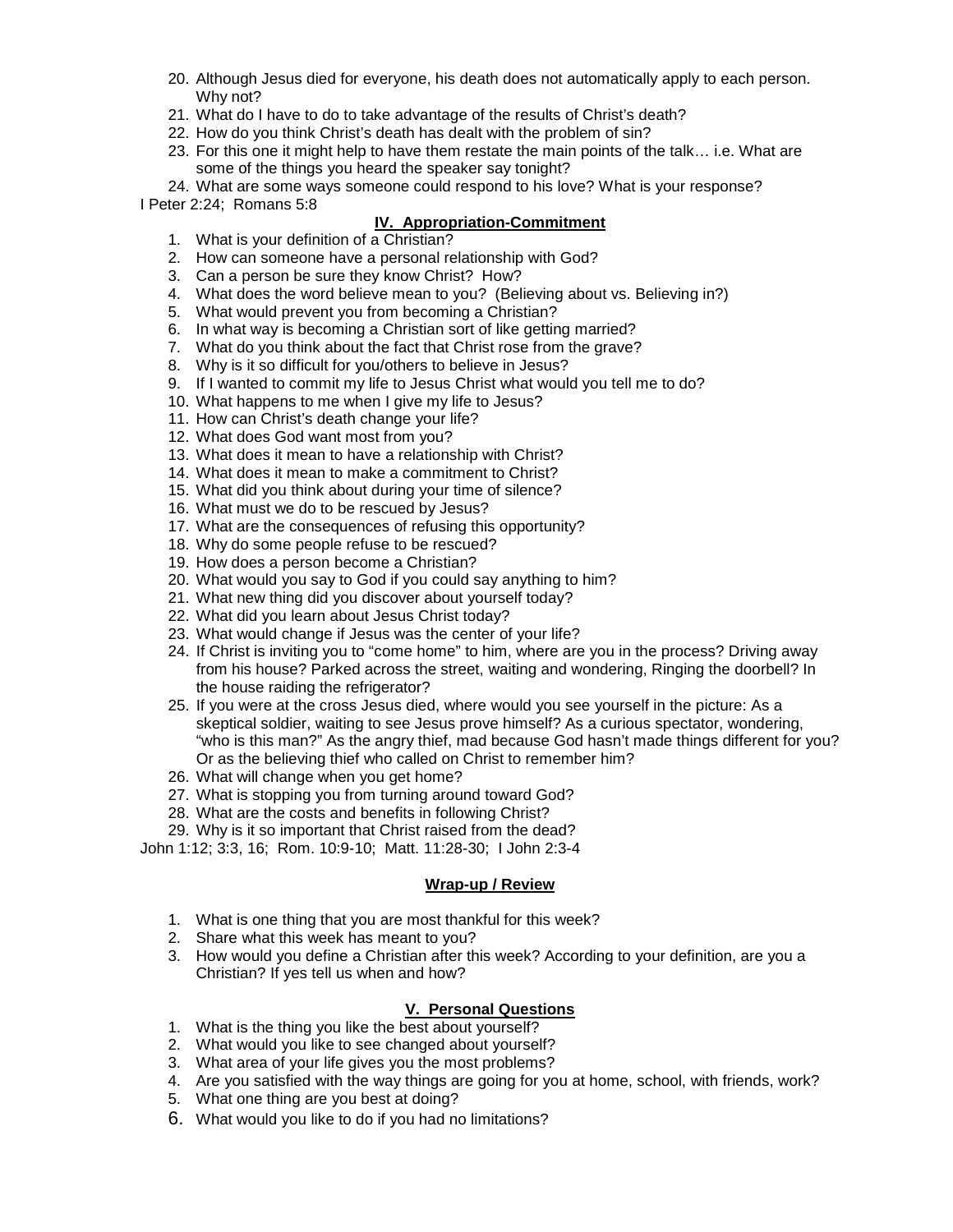20. Although Jesus died for everyone, his death does not automatically apply to each person. Why not?
21. What do I have to do to take advantage of the results of Christ's death?
22. How do you think Christ's death has dealt with the problem of sin?
23. For this one it might help to have them restate the main points of the talk… i.e. What are some of the things you heard the speaker say tonight?
24. What are some ways someone could respond to his love? What is your response?

I Peter 2:24; Romans 5:8

## IV. Appropriation-Commitment

1. What is your definition of a Christian?
2. How can someone have a personal relationship with God?
3. Can a person be sure they know Christ? How?
4. What does the word believe mean to you? (Believing about vs. Believing in?)
5. What would prevent you from becoming a Christian?
6. In what way is becoming a Christian sort of like getting married?
7. What do you think about the fact that Christ rose from the grave?
8. Why is it so difficult for you/others to believe in Jesus?
9. If I wanted to commit my life to Jesus Christ what would you tell me to do?
10. What happens to me when I give my life to Jesus?
11. How can Christ's death change your life?
12. What does God want most from you?
13. What does it mean to have a relationship with Christ?
14. What does it mean to make a commitment to Christ?
15. What did you think about during your time of silence?
16. What must we do to be rescued by Jesus?
17. What are the consequences of refusing this opportunity?
18. Why do some people refuse to be rescued?
19. How does a person become a Christian?
20. What would you say to God if you could say anything to him?
21. What new thing did you discover about yourself today?
22. What did you learn about Jesus Christ today?
23. What would change if Jesus was the center of your life?
24. If Christ is inviting you to "come home" to him, where are you in the process? Driving away from his house? Parked across the street, waiting and wondering, Ringing the doorbell? In the house raiding the refrigerator?
25. If you were at the cross Jesus died, where would you see yourself in the picture: As a skeptical soldier, waiting to see Jesus prove himself? As a curious spectator, wondering, "who is this man?" As the angry thief, mad because God hasn't made things different for you? Or as the believing thief who called on Christ to remember him?
26. What will change when you get home?
27. What is stopping you from turning around toward God?
28. What are the costs and benefits in following Christ?
29. Why is it so important that Christ raised from the dead?

John 1:12; 3:3, 16; Rom. 10:9-10; Matt. 11:28-30; I John 2:3-4

## Wrap-up / Review

1. What is one thing that you are most thankful for this week?
2. Share what this week has meant to you?
3. How would you define a Christian after this week? According to your definition, are you a Christian? If yes tell us when and how?

## V. Personal Questions

1. What is the thing you like the best about yourself?
2. What would you like to see changed about yourself?
3. What area of your life gives you the most problems?
4. Are you satisfied with the way things are going for you at home, school, with friends, work?
5. What one thing are you best at doing?
6. What would you like to do if you had no limitations?